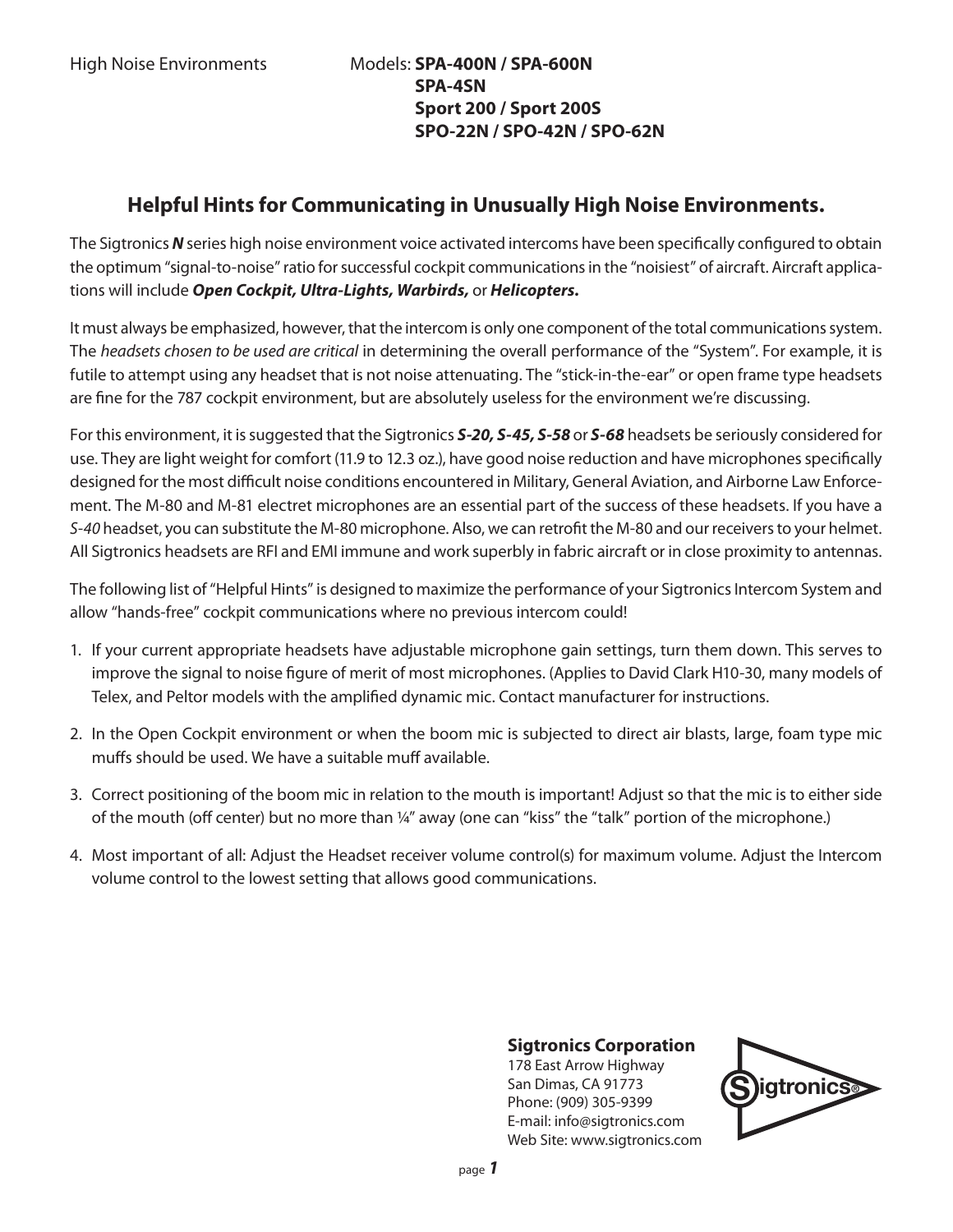High Noise Environments

Models: **SPA-400N / SPA-600N**
**SPA-4SN**
**Sport 200 / Sport 200S**
**SPO-22N / SPO-42N / SPO-62N**

## Helpful Hints for Communicating in Unusually High Noise Environments.

The Sigtronics ***N*** series high noise environment voice activated intercoms have been specifically configured to obtain the optimum "signal-to-noise" ratio for successful cockpit communications in the "noisiest" of aircraft. Aircraft applications will include ***Open Cockpit, Ultra-Lights, Warbirds,*** or ***Helicopters.***

It must always be emphasized, however, that the intercom is only one component of the total communications system. The *headsets chosen to be used are critical* in determining the overall performance of the "System". For example, it is futile to attempt using any headset that is not noise attenuating. The "stick-in-the-ear" or open frame type headsets are fine for the 787 cockpit environment, but are absolutely useless for the environment we're discussing.

For this environment, it is suggested that the Sigtronics ***S-20, S-45, S-58*** or ***S-68*** headsets be seriously considered for use. They are light weight for comfort (11.9 to 12.3 oz.), have good noise reduction and have microphones specifically designed for the most difficult noise conditions encountered in Military, General Aviation, and Airborne Law Enforcement. The M-80 and M-81 electret microphones are an essential part of the success of these headsets. If you have a *S-40* headset, you can substitute the M-80 microphone. Also, we can retrofit the M-80 and our receivers to your helmet. All Sigtronics headsets are RFI and EMI immune and work superbly in fabric aircraft or in close proximity to antennas.

The following list of "Helpful Hints" is designed to maximize the performance of your Sigtronics Intercom System and allow "hands-free" cockpit communications where no previous intercom could!

1. If your current appropriate headsets have adjustable microphone gain settings, turn them down. This serves to improve the signal to noise figure of merit of most microphones. (Applies to David Clark H10-30, many models of Telex, and Peltor models with the amplified dynamic mic. Contact manufacturer for instructions.
2. In the Open Cockpit environment or when the boom mic is subjected to direct air blasts, large, foam type mic muffs should be used. We have a suitable muff available.
3. Correct positioning of the boom mic in relation to the mouth is important! Adjust so that the mic is to either side of the mouth (off center) but no more than ¼" away (one can "kiss" the "talk" portion of the microphone.)
4. Most important of all: Adjust the Headset receiver volume control(s) for maximum volume. Adjust the Intercom volume control to the lowest setting that allows good communications.

**Sigtronics Corporation**
178 East Arrow Highway
San Dimas, CA 91773
Phone: (909) 305-9399
E-mail: info@sigtronics.com
Web Site: www.sigtronics.com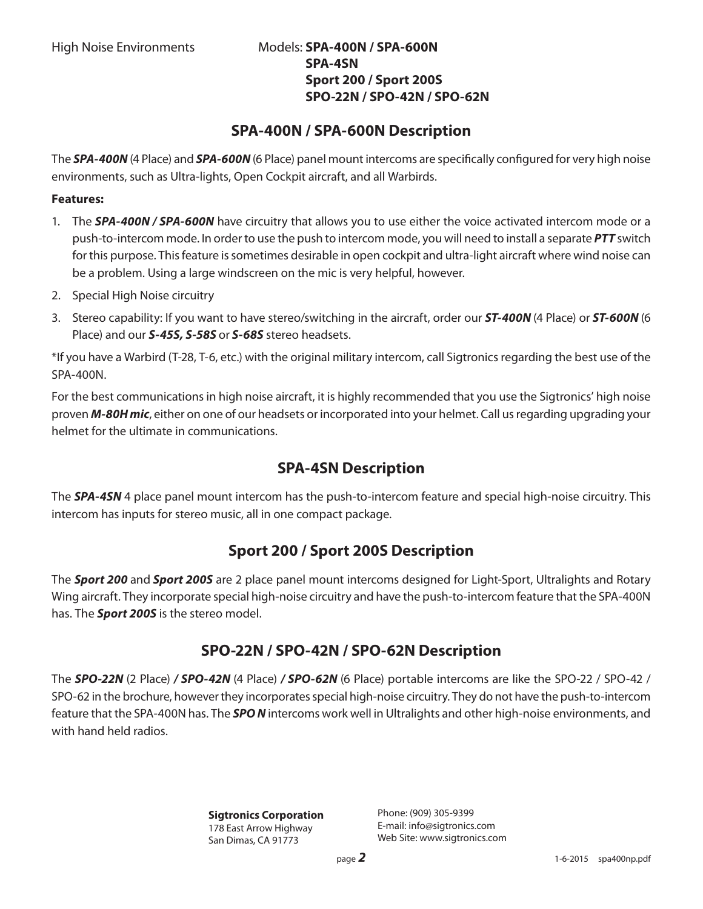High Noise Environments

Models: **SPA-400N / SPA-600N**
**SPA-4SN**
**Sport 200 / Sport 200S**
**SPO-22N / SPO-42N / SPO-62N**

## SPA-400N / SPA-600N Description

The ***SPA-400N*** (4 Place) and ***SPA-600N*** (6 Place) panel mount intercoms are specifically configured for very high noise environments, such as Ultra-lights, Open Cockpit aircraft, and all Warbirds.

**Features:**

1. The ***SPA-400N / SPA-600N*** have circuitry that allows you to use either the voice activated intercom mode or a push-to-intercom mode. In order to use the push to intercom mode, you will need to install a separate ***PTT*** switch for this purpose. This feature is sometimes desirable in open cockpit and ultra-light aircraft where wind noise can be a problem. Using a large windscreen on the mic is very helpful, however.
2. Special High Noise circuitry
3. Stereo capability: If you want to have stereo/switching in the aircraft, order our ***ST-400N*** (4 Place) or ***ST-600N*** (6 Place) and our ***S-45S, S-58S*** or ***S-68S*** stereo headsets.

*If you have a Warbird (T-28, T-6, etc.) with the original military intercom, call Sigtronics regarding the best use of the SPA-400N.

For the best communications in high noise aircraft, it is highly recommended that you use the Sigtronics' high noise proven ***M-80H mic***, either on one of our headsets or incorporated into your helmet. Call us regarding upgrading your helmet for the ultimate in communications.

## SPA-4SN Description

The ***SPA-4SN*** 4 place panel mount intercom has the push-to-intercom feature and special high-noise circuitry. This intercom has inputs for stereo music, all in one compact package.

## Sport 200 / Sport 200S Description

The ***Sport 200*** and ***Sport 200S*** are 2 place panel mount intercoms designed for Light-Sport, Ultralights and Rotary Wing aircraft. They incorporate special high-noise circuitry and have the push-to-intercom feature that the SPA-400N has. The ***Sport 200S*** is the stereo model.

## SPO-22N / SPO-42N / SPO-62N Description

The ***SPO-22N*** (2 Place) ***/ SPO-42N*** (4 Place) ***/ SPO-62N*** (6 Place) portable intercoms are like the SPO-22 / SPO-42 / SPO-62 in the brochure, however they incorporates special high-noise circuitry. They do not have the push-to-intercom feature that the SPA-400N has. The ***SPO N*** intercoms work well in Ultralights and other high-noise environments, and with hand held radios.

**Sigtronics Corporation**
178 East Arrow Highway
San Dimas, CA 91773

Phone: (909) 305-9399
E-mail: info@sigtronics.com
Web Site: www.sigtronics.com

1-6-2015 spa400np.pdf